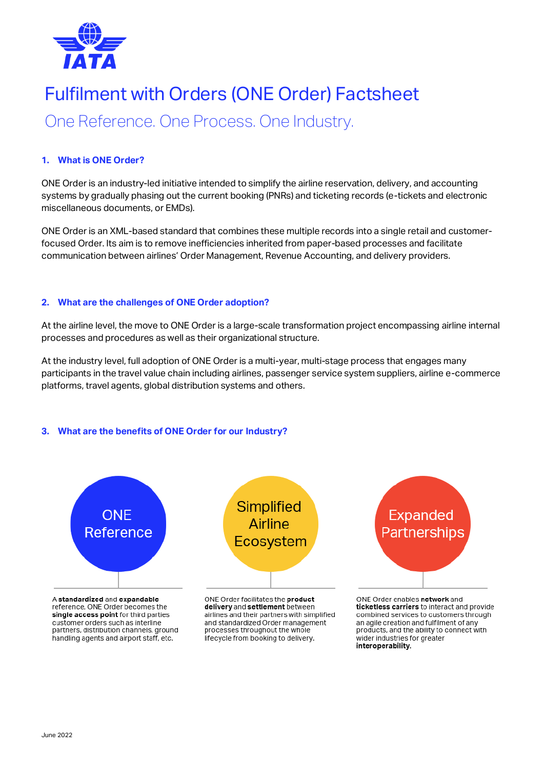# Fulfilment with Orders (ONE Order) Factsheet

## One Reference. One Process. One Industry.

### 1. What is ONE Order?

ONE Order is an industry-led initiative intended to simplify the airline reservation, delivery, and accounting systems by gradually phasing out the current booking (PNRs) and ticketing records (e-tickets and electronic miscellaneous documents, or EMDs).

ONE Order is an XML-based standard that combines these multiple records into a single retail and customer-focused Order. Its aim is to remove inefficiencies inherited from paper-based processes and facilitate communication between airlines' Order Management, Revenue Accounting, and delivery providers.

### 2. What are the challenges of ONE Order adoption?

At the airline level, the move to ONE Order is a large-scale transformation project encompassing airline internal processes and procedures as well as their organizational structure.

At the industry level, full adoption of ONE Order is a multi-year, multi-stage process that engages many participants in the travel value chain including airlines, passenger service system suppliers, airline e-commerce platforms, travel agents, global distribution systems and others.

### 3. What are the benefits of ONE Order for our Industry?

**ONE Reference**

A **standardized** and **expandable** reference, ONE Order becomes the **single access point** for third parties customer orders such as interline partners, distribution channels, ground handling agents and airport staff, etc.

**Simplified Airline Ecosystem**

ONE Order facilitates the **product delivery** and **settlement** between airlines and their partners with simplified and standardized Order management processes throughout the whole lifecycle from booking to delivery.

**Expanded Partnerships**

ONE Order enables **network** and **ticketless carriers** to interact and provide combined services to customers through an agile creation and fulfilment of any products, and the ability to connect with wider industries for greater **interoperability.**

June 2022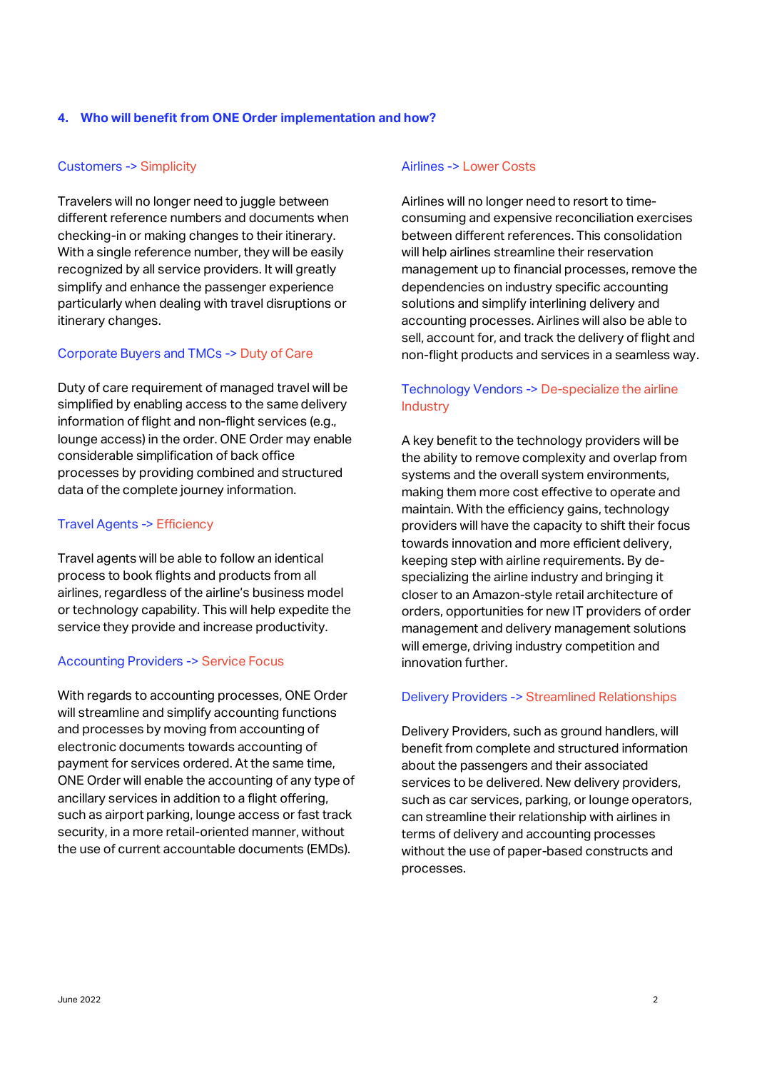## 4. Who will benefit from ONE Order implementation and how?

### Customers -> Simplicity

Travelers will no longer need to juggle between different reference numbers and documents when checking-in or making changes to their itinerary. With a single reference number, they will be easily recognized by all service providers. It will greatly simplify and enhance the passenger experience particularly when dealing with travel disruptions or itinerary changes.

### Corporate Buyers and TMCs -> Duty of Care

Duty of care requirement of managed travel will be simplified by enabling access to the same delivery information of flight and non-flight services (e.g., lounge access) in the order. ONE Order may enable considerable simplification of back office processes by providing combined and structured data of the complete journey information.

### Travel Agents -> Efficiency

Travel agents will be able to follow an identical process to book flights and products from all airlines, regardless of the airline's business model or technology capability. This will help expedite the service they provide and increase productivity.

### Accounting Providers -> Service Focus

With regards to accounting processes, ONE Order will streamline and simplify accounting functions and processes by moving from accounting of electronic documents towards accounting of payment for services ordered. At the same time, ONE Order will enable the accounting of any type of ancillary services in addition to a flight offering, such as airport parking, lounge access or fast track security, in a more retail-oriented manner, without the use of current accountable documents (EMDs).

### Airlines -> Lower Costs

Airlines will no longer need to resort to time-consuming and expensive reconciliation exercises between different references. This consolidation will help airlines streamline their reservation management up to financial processes, remove the dependencies on industry specific accounting solutions and simplify interlining delivery and accounting processes. Airlines will also be able to sell, account for, and track the delivery of flight and non-flight products and services in a seamless way.

### Technology Vendors -> De-specialize the airline Industry

A key benefit to the technology providers will be the ability to remove complexity and overlap from systems and the overall system environments, making them more cost effective to operate and maintain. With the efficiency gains, technology providers will have the capacity to shift their focus towards innovation and more efficient delivery, keeping step with airline requirements. By de-specializing the airline industry and bringing it closer to an Amazon-style retail architecture of orders, opportunities for new IT providers of order management and delivery management solutions will emerge, driving industry competition and innovation further.

### Delivery Providers -> Streamlined Relationships

Delivery Providers, such as ground handlers, will benefit from complete and structured information about the passengers and their associated services to be delivered. New delivery providers, such as car services, parking, or lounge operators, can streamline their relationship with airlines in terms of delivery and accounting processes without the use of paper-based constructs and processes.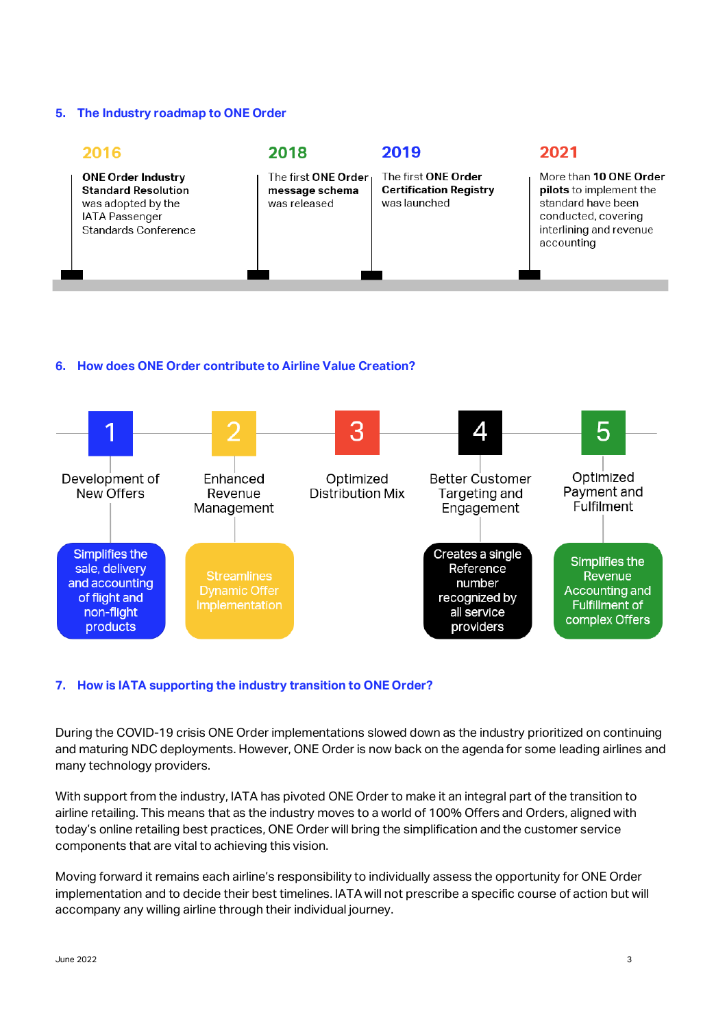## 5. The Industry roadmap to ONE Order

**2016**

**ONE Order Industry Standard Resolution** was adopted by the IATA Passenger Standards Conference

**2018**

The first **ONE Order message schema** was released

**2019**

The first **ONE Order Certification Registry** was launched

**2021**

More than **10 ONE Order pilots** to implement the standard have been conducted, covering interlining and revenue accounting

## 6. How does ONE Order contribute to Airline Value Creation?

1

Development of New Offers

Simplifies the sale, delivery and accounting of flight and non-flight products

2

Enhanced Revenue Management

Streamlines Dynamic Offer Implementation

3

Optimized Distribution Mix

4

Better Customer Targeting and Engagement

Creates a single Reference number recognized by all service providers

5

Optimized Payment and Fulfilment

Simplifies the Revenue Accounting and Fulfillment of complex Offers

## 7. How is IATA supporting the industry transition to ONE Order?

During the COVID-19 crisis ONE Order implementations slowed down as the industry prioritized on continuing and maturing NDC deployments. However, ONE Order is now back on the agenda for some leading airlines and many technology providers.

With support from the industry, IATA has pivoted ONE Order to make it an integral part of the transition to airline retailing. This means that as the industry moves to a world of 100% Offers and Orders, aligned with today's online retailing best practices, ONE Order will bring the simplification and the customer service components that are vital to achieving this vision.

Moving forward it remains each airline's responsibility to individually assess the opportunity for ONE Order implementation and to decide their best timelines. IATA will not prescribe a specific course of action but will accompany any willing airline through their individual journey.

June 2022